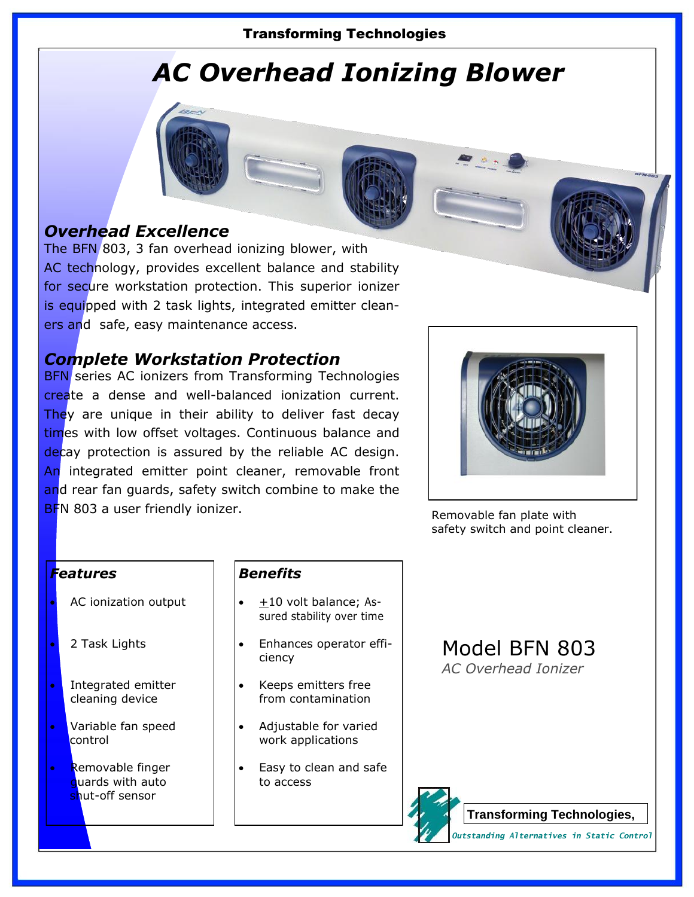Transforming Technologies

# AC Overhead Ionizing Blower

## Overhead Excellence

The BFN 803, 3 fan overhead ionizing blower, with AC technology, provides excellent balance and stability for secure workstation protection. This superior ionizer is equipped with 2 task lights, integrated emitter cleaners and safe, easy maintenance access.

## Complete Workstation Protection

BFN series AC ionizers from Transforming Technologies create a dense and well-balanced ionization current. They are unique in their ability to deliver fast decay times with low offset voltages. Continuous balance and decay protection is assured by the reliable AC design. An integrated emitter point cleaner, removable front and rear fan guards, safety switch combine to make the BFN 803 a user friendly ionizer.

Removable fan plate with safety switch and point cleaner.

### Features

- AC ionization output
- 2 Task Lights
- Integrated emitter cleaning device
- Variable fan speed control
- Removable finger guards with auto shut-off sensor

### Benefits

- ±10 volt balance; Assured stability over time
- Enhances operator efficiency
- Keeps emitters free from contamination
- Adjustable for varied work applications
- Easy to clean and safe to access

Model BFN 803

*AC Overhead Ionizer*

**Transforming Technologies,**

*Outstanding Alternatives in Static Control*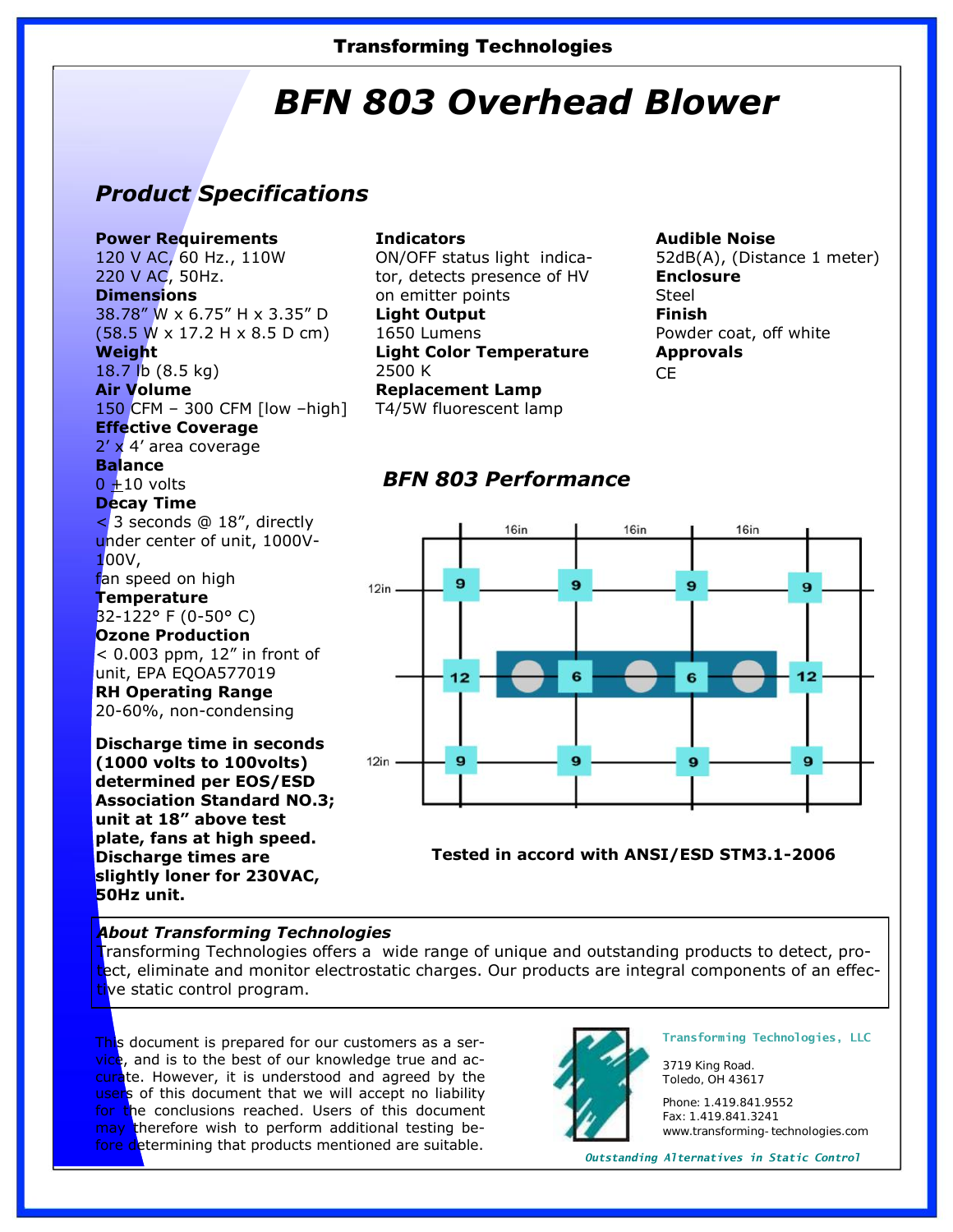Transforming Technologies

# BFN 803 Overhead Blower

## Product Specifications

**Power Requirements**
120 V AC, 60 Hz., 110W
220 V AC, 50Hz.

**Dimensions**
38.78" W x 6.75" H x 3.35" D
(58.5 W x 17.2 H x 8.5 D cm)

**Weight**
18.7 lb (8.5 kg)

**Air Volume**
150 CFM – 300 CFM [low –high]

**Effective Coverage**
2' x 4' area coverage

**Balance**
0 ±10 volts

**Decay Time**
< 3 seconds @ 18", directly under center of unit, 1000V-100V,
fan speed on high

**Temperature**
32-122° F (0-50° C)

**Ozone Production**
< 0.003 ppm, 12" in front of unit, EPA EQOA577019

**RH Operating Range**
20-60%, non-condensing

**Discharge time in seconds (1000 volts to 100volts) determined per EOS/ESD Association Standard NO.3; unit at 18" above test plate, fans at high speed. Discharge times are slightly loner for 230VAC, 50Hz unit.**

**Indicators**
ON/OFF status light indicator, detects presence of HV on emitter points

**Light Output**
1650 Lumens

**Light Color Temperature**
2500 K

**Replacement Lamp**
T4/5W fluorescent lamp

**Audible Noise**
52dB(A), (Distance 1 meter)

**Enclosure**
Steel

**Finish**
Powder coat, off white

**Approvals**
CE

## BFN 803 Performance

16in 16in 16in

12in
12in

9 9 9 9
12 6 6 12
9 9 9 9

**Tested in accord with ANSI/ESD STM3.1-2006**

***About Transforming Technologies***

Transforming Technologies offers a wide range of unique and outstanding products to detect, protect, eliminate and monitor electrostatic charges. Our products are integral components of an effective static control program.

This document is prepared for our customers as a service, and is to the best of our knowledge true and accurate. However, it is understood and agreed by the users of this document that we will accept no liability for the conclusions reached. Users of this document may therefore wish to perform additional testing before determining that products mentioned are suitable.

Transforming Technologies, LLC

3719 King Road.
Toledo, OH 43617

Phone: 1.419.841.9552
Fax: 1.419.841.3241
www.transforming-technologies.com

*Outstanding Alternatives in Static Control*